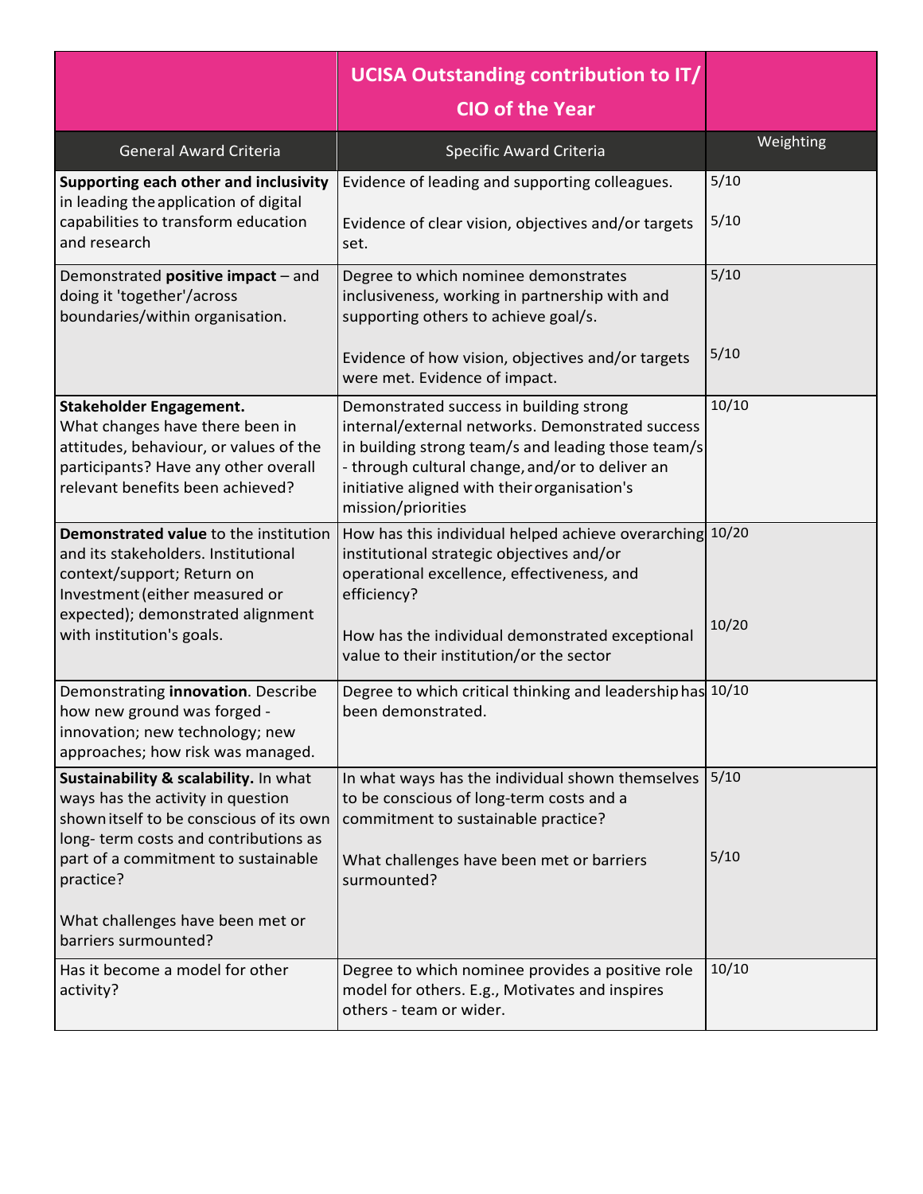| | UCISA Outstanding contribution to IT/ CIO of the Year | |
|---|---|---|
| General Award Criteria | Specific Award Criteria | Weighting |
| **Supporting each other and inclusivity** in leading the application of digital capabilities to transform education and research | Evidence of leading and supporting colleagues.<br><br>Evidence of clear vision, objectives and/or targets set. | 5/10<br><br>5/10 |
| Demonstrated **positive impact** – and doing it 'together'/across boundaries/within organisation. | Degree to which nominee demonstrates inclusiveness, working in partnership with and supporting others to achieve goal/s.<br><br>Evidence of how vision, objectives and/or targets were met. Evidence of impact. | 5/10<br><br>5/10 |
| **Stakeholder Engagement.** What changes have there been in attitudes, behaviour, or values of the participants? Have any other overall relevant benefits been achieved? | Demonstrated success in building strong internal/external networks. Demonstrated success in building strong team/s and leading those team/s - through cultural change, and/or to deliver an initiative aligned with their organisation's mission/priorities | 10/10 |
| **Demonstrated value** to the institution and its stakeholders. Institutional context/support; Return on Investment (either measured or expected); demonstrated alignment with institution's goals. | How has this individual helped achieve overarching institutional strategic objectives and/or operational excellence, effectiveness, and efficiency?<br><br>How has the individual demonstrated exceptional value to their institution/or the sector | 10/20<br><br>10/20 |
| Demonstrating **innovation**. Describe how new ground was forged - innovation; new technology; new approaches; how risk was managed. | Degree to which critical thinking and leadership has been demonstrated. | 10/10 |
| **Sustainability & scalability.** In what ways has the activity in question shown itself to be conscious of its own long- term costs and contributions as part of a commitment to sustainable practice?<br><br>What challenges have been met or barriers surmounted? | In what ways has the individual shown themselves to be conscious of long-term costs and a commitment to sustainable practice?<br><br>What challenges have been met or barriers surmounted? | 5/10<br><br>5/10 |
| Has it become a model for other activity? | Degree to which nominee provides a positive role model for others. E.g., Motivates and inspires others - team or wider. | 10/10 |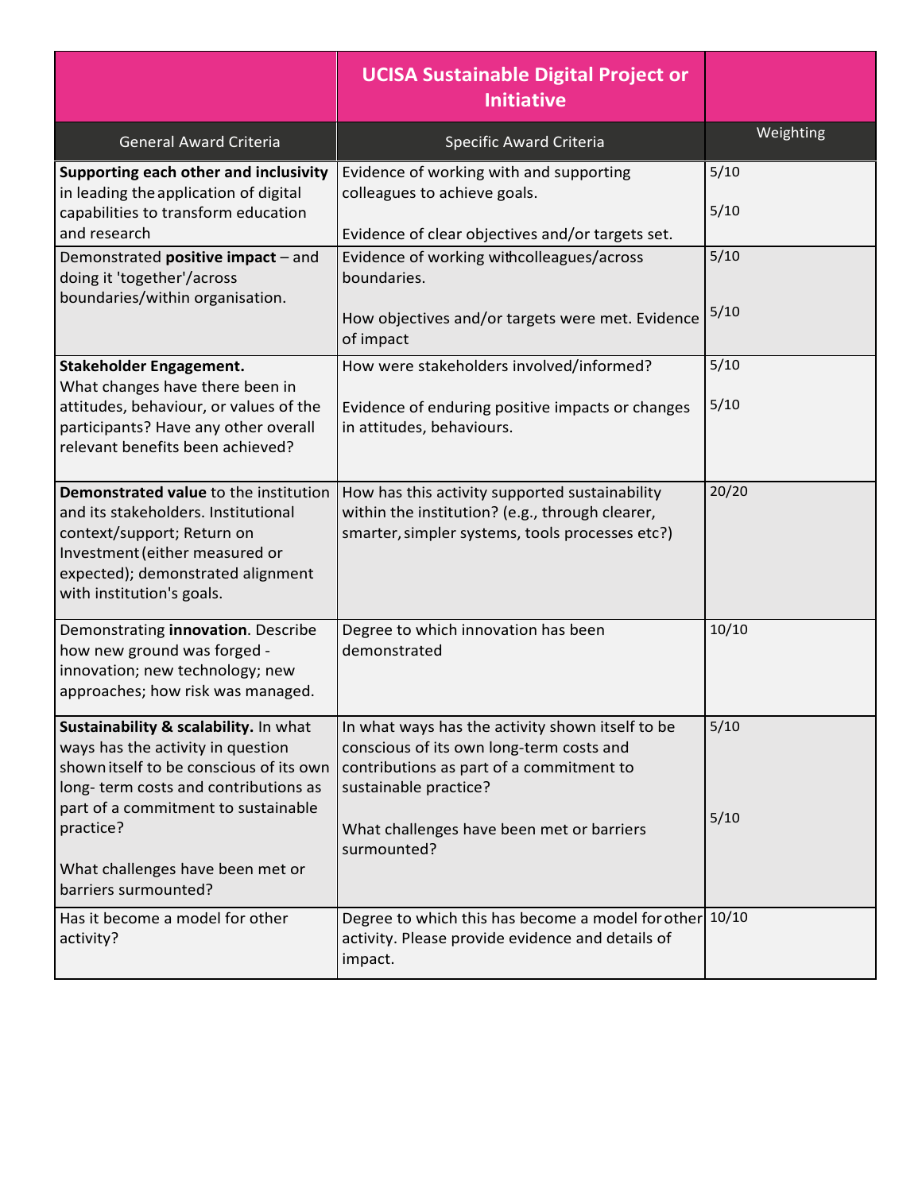| | **UCISA Sustainable Digital Project or Initiative** | |
|---|---|---|
| General Award Criteria | Specific Award Criteria | Weighting |
| **Supporting each other and inclusivity** in leading the application of digital capabilities to transform education and research | Evidence of working with and supporting colleagues to achieve goals.<br><br>Evidence of clear objectives and/or targets set. | 5/10<br><br>5/10 |
| Demonstrated **positive impact** – and doing it 'together'/across boundaries/within organisation. | Evidence of working withcolleagues/across boundaries.<br><br>How objectives and/or targets were met. Evidence of impact | 5/10<br><br>5/10 |
| **Stakeholder Engagement.** What changes have there been in attitudes, behaviour, or values of the participants? Have any other overall relevant benefits been achieved? | How were stakeholders involved/informed?<br><br>Evidence of enduring positive impacts or changes in attitudes, behaviours. | 5/10<br><br>5/10 |
| **Demonstrated value** to the institution and its stakeholders. Institutional context/support; Return on Investment (either measured or expected); demonstrated alignment with institution's goals. | How has this activity supported sustainability within the institution? (e.g., through clearer, smarter, simpler systems, tools processes etc?) | 20/20 |
| Demonstrating **innovation**. Describe how new ground was forged - innovation; new technology; new approaches; how risk was managed. | Degree to which innovation has been demonstrated | 10/10 |
| **Sustainability & scalability.** In what ways has the activity in question shown itself to be conscious of its own long- term costs and contributions as part of a commitment to sustainable practice?<br><br>What challenges have been met or barriers surmounted? | In what ways has the activity shown itself to be conscious of its own long-term costs and contributions as part of a commitment to sustainable practice?<br><br>What challenges have been met or barriers surmounted? | 5/10<br><br>5/10 |
| Has it become a model for other activity? | Degree to which this has become a model for other activity. Please provide evidence and details of impact. | 10/10 |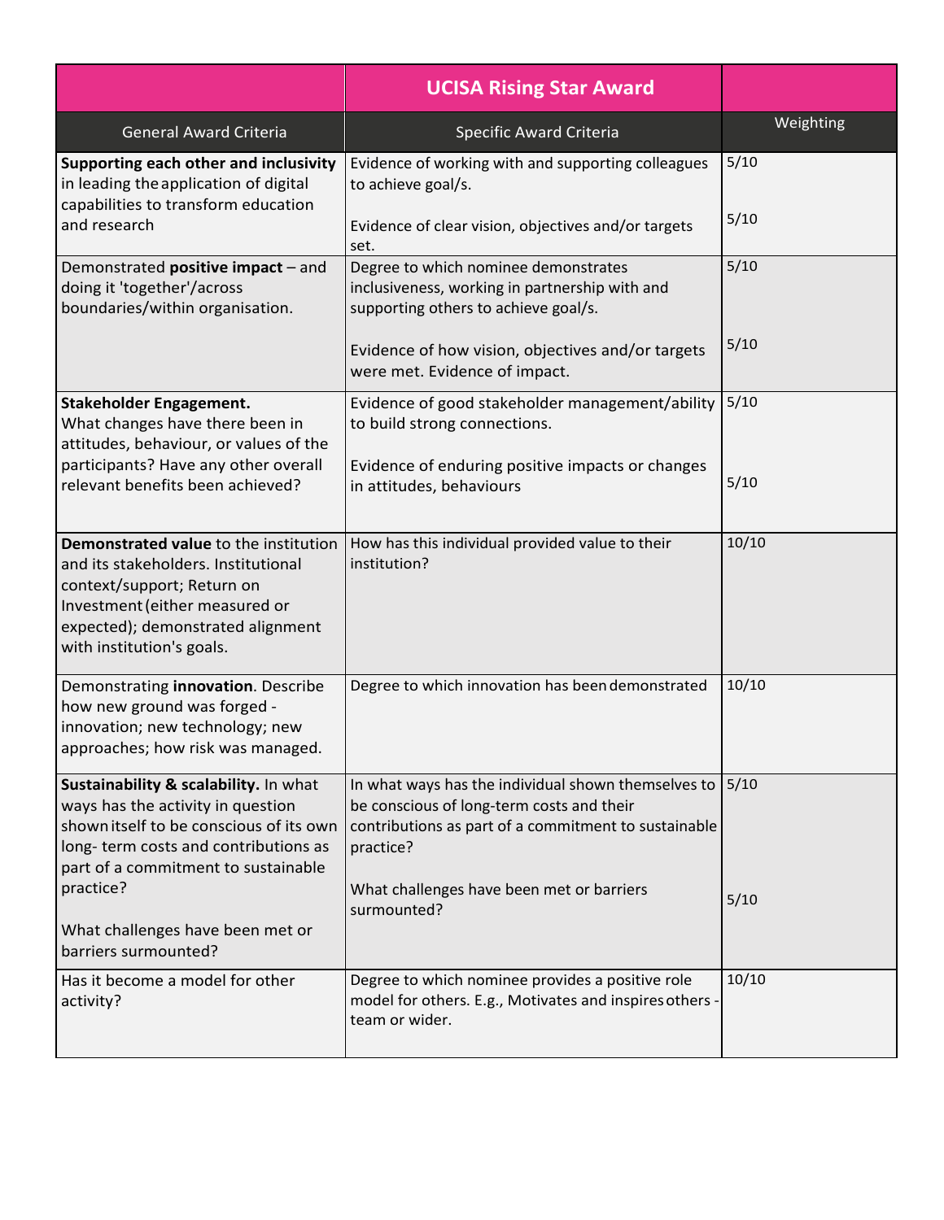| | UCISA Rising Star Award | |
|---|---|---|
| General Award Criteria | Specific Award Criteria | Weighting |
| **Supporting each other and inclusivity** in leading the application of digital capabilities to transform education and research | Evidence of working with and supporting colleagues to achieve goal/s.<br><br>Evidence of clear vision, objectives and/or targets set. | 5/10<br><br>5/10 |
| Demonstrated **positive impact** – and doing it 'together'/across boundaries/within organisation. | Degree to which nominee demonstrates inclusiveness, working in partnership with and supporting others to achieve goal/s.<br><br>Evidence of how vision, objectives and/or targets were met. Evidence of impact. | 5/10<br><br>5/10 |
| **Stakeholder Engagement.** What changes have there been in attitudes, behaviour, or values of the participants? Have any other overall relevant benefits been achieved? | Evidence of good stakeholder management/ability to build strong connections.<br><br>Evidence of enduring positive impacts or changes in attitudes, behaviours | 5/10<br><br>5/10 |
| **Demonstrated value** to the institution and its stakeholders. Institutional context/support; Return on Investment (either measured or expected); demonstrated alignment with institution's goals. | How has this individual provided value to their institution? | 10/10 |
| Demonstrating **innovation**. Describe how new ground was forged - innovation; new technology; new approaches; how risk was managed. | Degree to which innovation has been demonstrated | 10/10 |
| **Sustainability & scalability.** In what ways has the activity in question shown itself to be conscious of its own long- term costs and contributions as part of a commitment to sustainable practice?<br><br>What challenges have been met or barriers surmounted? | In what ways has the individual shown themselves to be conscious of long-term costs and their contributions as part of a commitment to sustainable practice?<br><br>What challenges have been met or barriers surmounted? | 5/10<br><br>5/10 |
| Has it become a model for other activity? | Degree to which nominee provides a positive role model for others. E.g., Motivates and inspires others - team or wider. | 10/10 |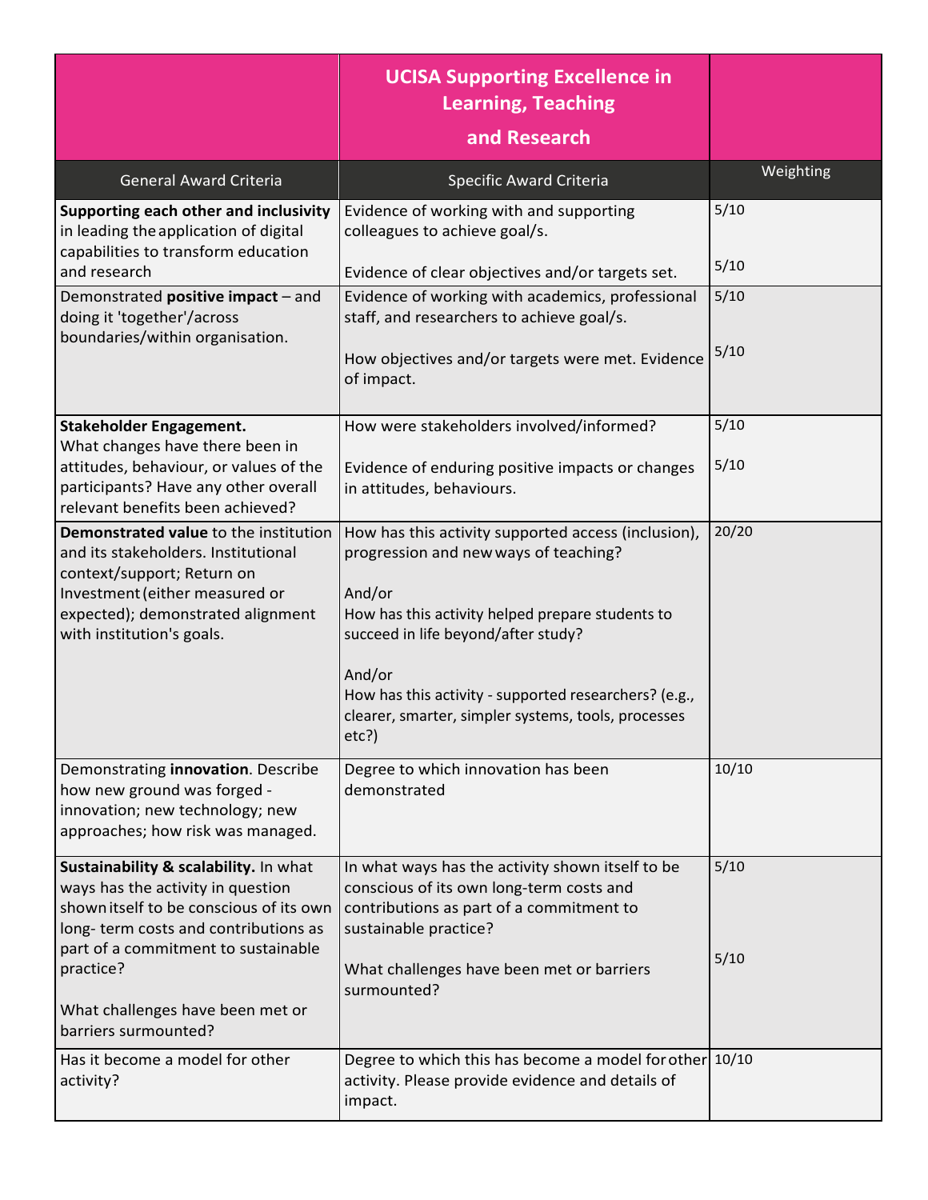| | UCISA Supporting Excellence in Learning, Teaching and Research | |
|---|---|---|
| General Award Criteria | Specific Award Criteria | Weighting |
| **Supporting each other and inclusivity** in leading the application of digital capabilities to transform education and research | Evidence of working with and supporting colleagues to achieve goal/s.<br><br>Evidence of clear objectives and/or targets set. | 5/10<br><br>5/10 |
| Demonstrated **positive impact** – and doing it 'together'/across boundaries/within organisation. | Evidence of working with academics, professional staff, and researchers to achieve goal/s.<br><br>How objectives and/or targets were met. Evidence of impact. | 5/10<br><br>5/10 |
| **Stakeholder Engagement.** What changes have there been in attitudes, behaviour, or values of the participants? Have any other overall relevant benefits been achieved? | How were stakeholders involved/informed?<br><br>Evidence of enduring positive impacts or changes in attitudes, behaviours. | 5/10<br><br>5/10 |
| **Demonstrated value** to the institution and its stakeholders. Institutional context/support; Return on Investment (either measured or expected); demonstrated alignment with institution's goals. | How has this activity supported access (inclusion), progression and new ways of teaching?<br><br>And/or<br>How has this activity helped prepare students to succeed in life beyond/after study?<br><br>And/or<br>How has this activity - supported researchers? (e.g., clearer, smarter, simpler systems, tools, processes etc?) | 20/20 |
| Demonstrating **innovation**. Describe how new ground was forged - innovation; new technology; new approaches; how risk was managed. | Degree to which innovation has been demonstrated | 10/10 |
| **Sustainability & scalability.** In what ways has the activity in question shown itself to be conscious of its own long- term costs and contributions as part of a commitment to sustainable practice?<br><br>What challenges have been met or barriers surmounted? | In what ways has the activity shown itself to be conscious of its own long-term costs and contributions as part of a commitment to sustainable practice?<br><br>What challenges have been met or barriers surmounted? | 5/10<br><br>5/10 |
| Has it become a model for other activity? | Degree to which this has become a model for other activity. Please provide evidence and details of impact. | 10/10 |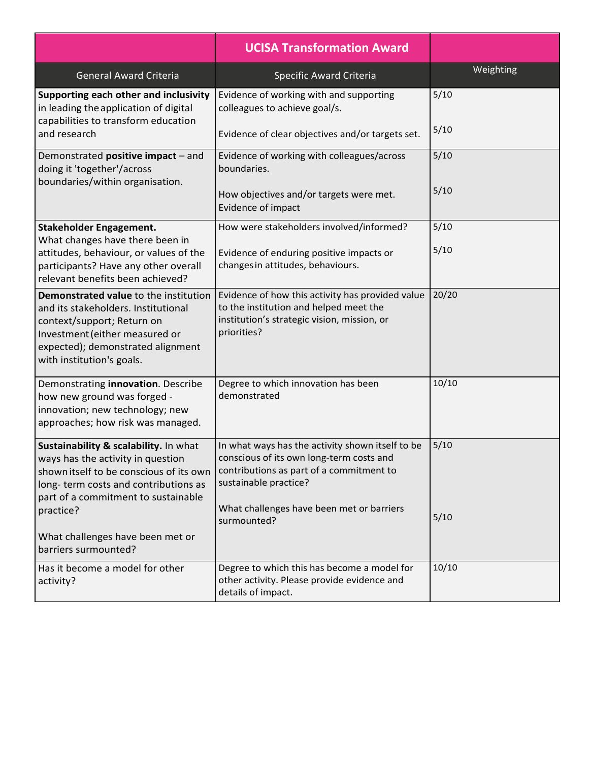| | UCISA Transformation Award | |
|---|---|---|
| General Award Criteria | Specific Award Criteria | Weighting |
| **Supporting each other and inclusivity** in leading the application of digital capabilities to transform education and research | Evidence of working with and supporting colleagues to achieve goal/s.<br><br>Evidence of clear objectives and/or targets set. | 5/10<br><br>5/10 |
| Demonstrated **positive impact** – and doing it 'together'/across boundaries/within organisation. | Evidence of working with colleagues/across boundaries.<br><br>How objectives and/or targets were met. Evidence of impact | 5/10<br><br>5/10 |
| **Stakeholder Engagement.** What changes have there been in attitudes, behaviour, or values of the participants? Have any other overall relevant benefits been achieved? | How were stakeholders involved/informed?<br><br>Evidence of enduring positive impacts or changes in attitudes, behaviours. | 5/10<br><br>5/10 |
| **Demonstrated value** to the institution and its stakeholders. Institutional context/support; Return on Investment (either measured or expected); demonstrated alignment with institution's goals. | Evidence of how this activity has provided value to the institution and helped meet the institution's strategic vision, mission, or priorities? | 20/20 |
| Demonstrating **innovation**. Describe how new ground was forged - innovation; new technology; new approaches; how risk was managed. | Degree to which innovation has been demonstrated | 10/10 |
| **Sustainability & scalability.** In what ways has the activity in question shown itself to be conscious of its own long- term costs and contributions as part of a commitment to sustainable practice?<br><br>What challenges have been met or barriers surmounted? | In what ways has the activity shown itself to be conscious of its own long-term costs and contributions as part of a commitment to sustainable practice?<br><br>What challenges have been met or barriers surmounted? | 5/10<br><br>5/10 |
| Has it become a model for other activity? | Degree to which this has become a model for other activity. Please provide evidence and details of impact. | 10/10 |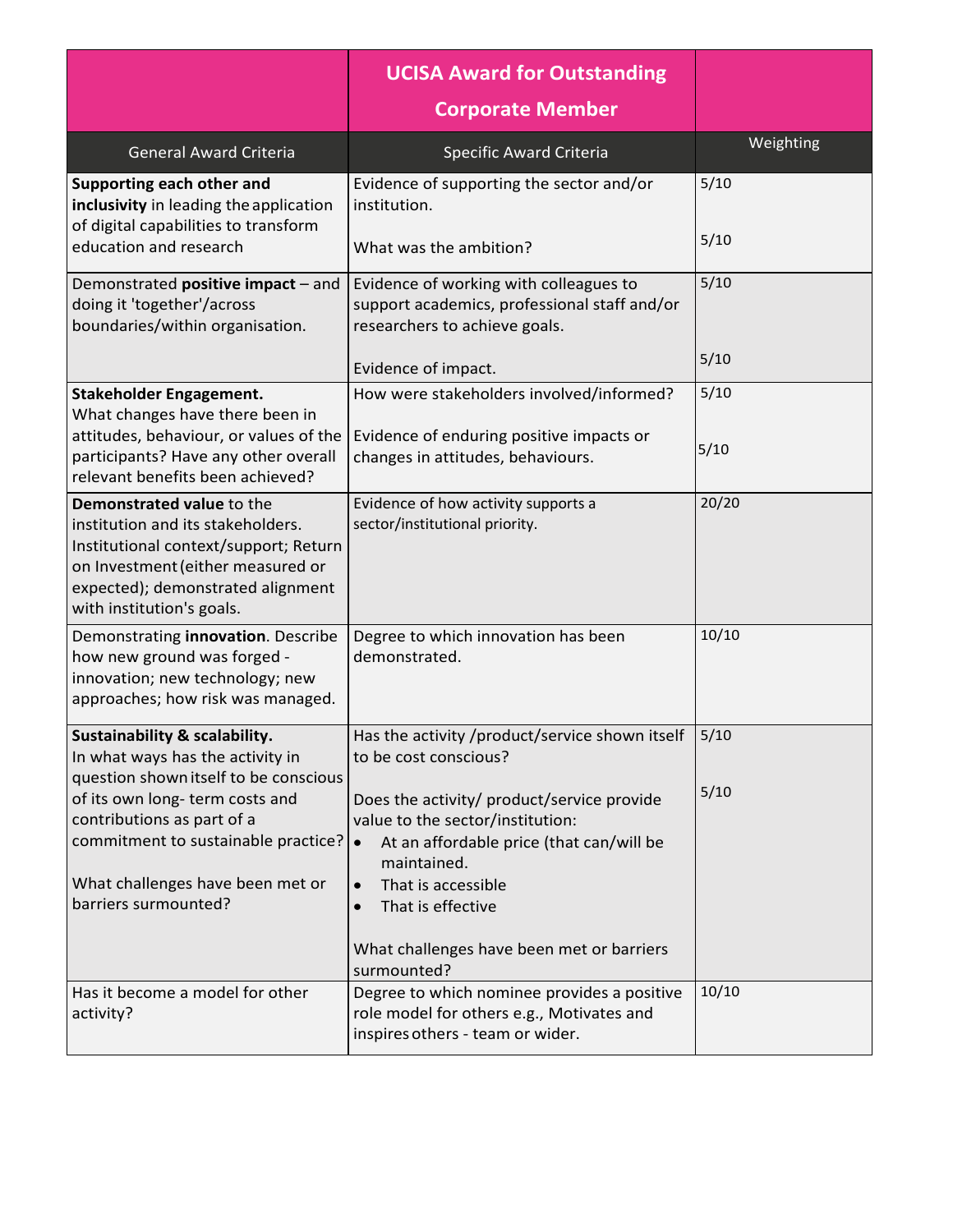| | UCISA Award for Outstanding Corporate Member | |
|---|---|---|
| General Award Criteria | Specific Award Criteria | Weighting |
| **Supporting each other and inclusivity** in leading the application of digital capabilities to transform education and research | Evidence of supporting the sector and/or institution.<br><br>What was the ambition? | 5/10<br><br>5/10 |
| Demonstrated **positive impact** – and doing it 'together'/across boundaries/within organisation. | Evidence of working with colleagues to support academics, professional staff and/or researchers to achieve goals.<br><br>Evidence of impact. | 5/10<br><br>5/10 |
| **Stakeholder Engagement.** What changes have there been in attitudes, behaviour, or values of the participants? Have any other overall relevant benefits been achieved? | How were stakeholders involved/informed?<br><br>Evidence of enduring positive impacts or changes in attitudes, behaviours. | 5/10<br><br>5/10 |
| **Demonstrated value** to the institution and its stakeholders. Institutional context/support; Return on Investment (either measured or expected); demonstrated alignment with institution's goals. | Evidence of how activity supports a sector/institutional priority. | 20/20 |
| Demonstrating **innovation**. Describe how new ground was forged - innovation; new technology; new approaches; how risk was managed. | Degree to which innovation has been demonstrated. | 10/10 |
| **Sustainability & scalability.** In what ways has the activity in question shown itself to be conscious of its own long- term costs and contributions as part of a commitment to sustainable practice?<br><br>What challenges have been met or barriers surmounted? | Has the activity /product/service shown itself to be cost conscious?<br><br>Does the activity/ product/service provide value to the sector/institution:<br>• At an affordable price (that can/will be maintained.<br>• That is accessible<br>• That is effective<br><br>What challenges have been met or barriers surmounted? | 5/10<br><br>5/10 |
| Has it become a model for other activity? | Degree to which nominee provides a positive role model for others e.g., Motivates and inspires others - team or wider. | 10/10 |